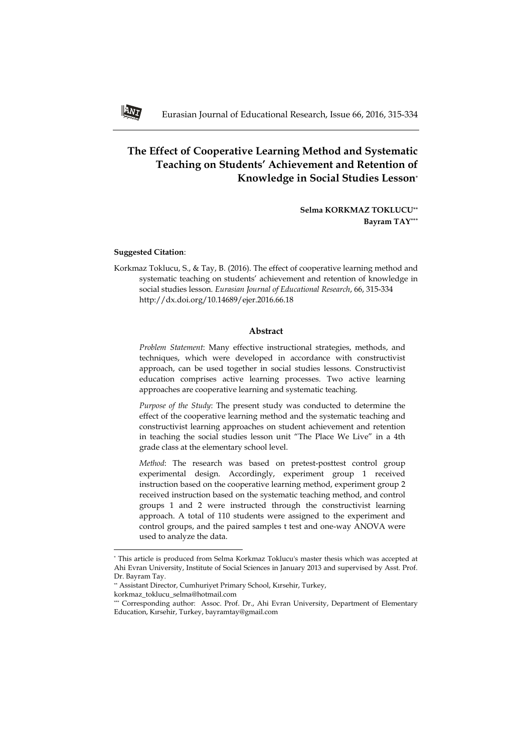# The Effect of Cooperative Learning Method and Systematic Teaching on Students' Achievement and Retention of Knowledge in Social Studies Lesson[*]

**Selma KORKMAZ TOKLUCU[**]**
**Bayram TAY[***]**

**Suggested Citation**:

Korkmaz Toklucu, S., & Tay, B. (2016). The effect of cooperative learning method and systematic teaching on students' achievement and retention of knowledge in social studies lesson. *Eurasian Journal of Educational Research*, 66, 315-334 http://dx.doi.org/10.14689/ejer.2016.66.18

## Abstract

*Problem Statement*: Many effective instructional strategies, methods, and techniques, which were developed in accordance with constructivist approach, can be used together in social studies lessons. Constructivist education comprises active learning processes. Two active learning approaches are cooperative learning and systematic teaching.

*Purpose of the Study*: The present study was conducted to determine the effect of the cooperative learning method and the systematic teaching and constructivist learning approaches on student achievement and retention in teaching the social studies lesson unit "The Place We Live" in a 4th grade class at the elementary school level.

*Method*: The research was based on pretest-posttest control group experimental design. Accordingly, experiment group 1 received instruction based on the cooperative learning method, experiment group 2 received instruction based on the systematic teaching method, and control groups 1 and 2 were instructed through the constructivist learning approach. A total of 110 students were assigned to the experiment and control groups, and the paired samples t test and one-way ANOVA were used to analyze the data.

---

[*] This article is produced from Selma Korkmaz Toklucu's master thesis which was accepted at Ahi Evran University, Institute of Social Sciences in January 2013 and supervised by Asst. Prof. Dr. Bayram Tay.

[**] Assistant Director, Cumhuriyet Primary School, Kırsehir, Turkey, korkmaz_toklucu_selma@hotmail.com

[***] Corresponding author: Assoc. Prof. Dr., Ahi Evran University, Department of Elementary Education, Kırsehir, Turkey, bayramtay@gmail.com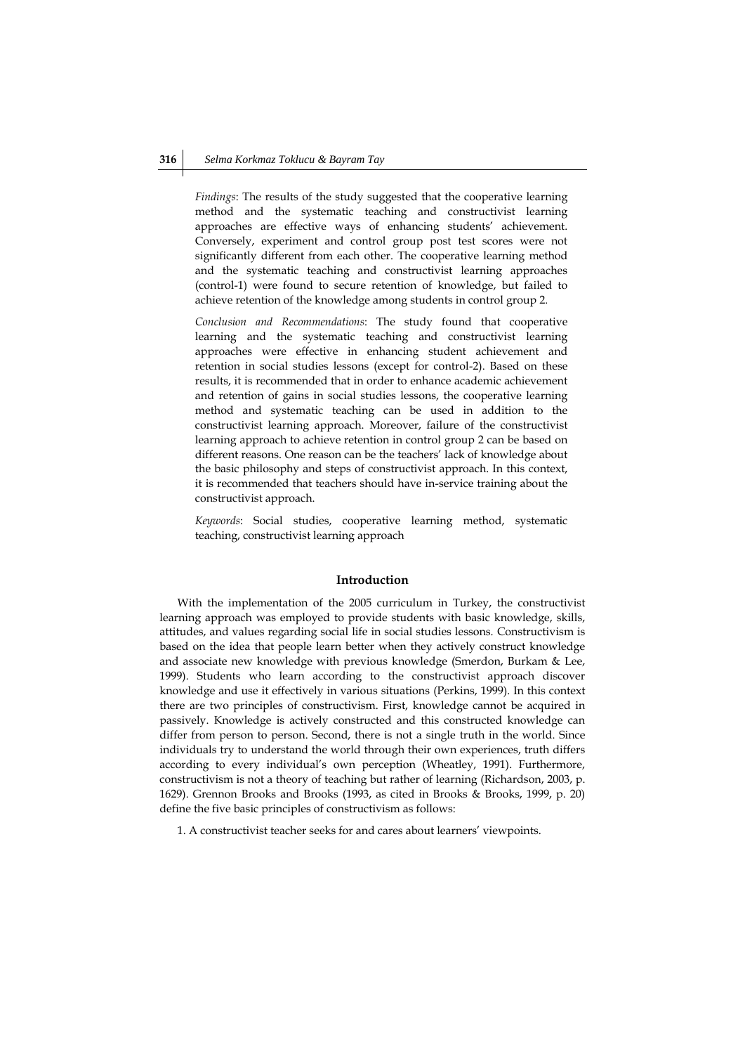*Findings*: The results of the study suggested that the cooperative learning method and the systematic teaching and constructivist learning approaches are effective ways of enhancing students' achievement. Conversely, experiment and control group post test scores were not significantly different from each other. The cooperative learning method and the systematic teaching and constructivist learning approaches (control-1) were found to secure retention of knowledge, but failed to achieve retention of the knowledge among students in control group 2.

*Conclusion and Recommendations*: The study found that cooperative learning and the systematic teaching and constructivist learning approaches were effective in enhancing student achievement and retention in social studies lessons (except for control-2). Based on these results, it is recommended that in order to enhance academic achievement and retention of gains in social studies lessons, the cooperative learning method and systematic teaching can be used in addition to the constructivist learning approach. Moreover, failure of the constructivist learning approach to achieve retention in control group 2 can be based on different reasons. One reason can be the teachers' lack of knowledge about the basic philosophy and steps of constructivist approach. In this context, it is recommended that teachers should have in-service training about the constructivist approach.

*Keywords*: Social studies, cooperative learning method, systematic teaching, constructivist learning approach

## Introduction

With the implementation of the 2005 curriculum in Turkey, the constructivist learning approach was employed to provide students with basic knowledge, skills, attitudes, and values regarding social life in social studies lessons. Constructivism is based on the idea that people learn better when they actively construct knowledge and associate new knowledge with previous knowledge (Smerdon, Burkam & Lee, 1999). Students who learn according to the constructivist approach discover knowledge and use it effectively in various situations (Perkins, 1999). In this context there are two principles of constructivism. First, knowledge cannot be acquired in passively. Knowledge is actively constructed and this constructed knowledge can differ from person to person. Second, there is not a single truth in the world. Since individuals try to understand the world through their own experiences, truth differs according to every individual's own perception (Wheatley, 1991). Furthermore, constructivism is not a theory of teaching but rather of learning (Richardson, 2003, p. 1629). Grennon Brooks and Brooks (1993, as cited in Brooks & Brooks, 1999, p. 20) define the five basic principles of constructivism as follows:

1. A constructivist teacher seeks for and cares about learners' viewpoints.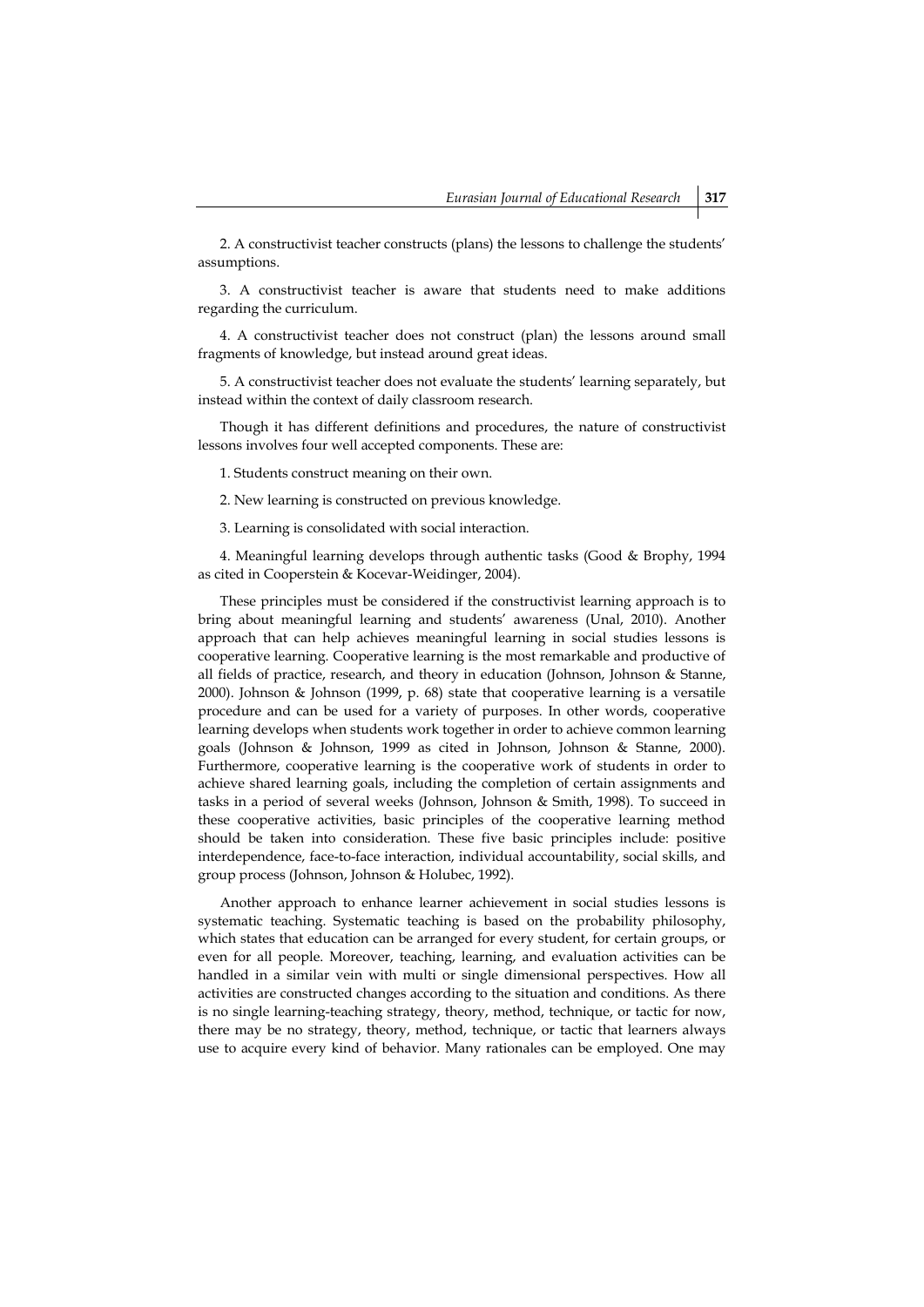2. A constructivist teacher constructs (plans) the lessons to challenge the students' assumptions.

3. A constructivist teacher is aware that students need to make additions regarding the curriculum.

4. A constructivist teacher does not construct (plan) the lessons around small fragments of knowledge, but instead around great ideas.

5. A constructivist teacher does not evaluate the students' learning separately, but instead within the context of daily classroom research.

Though it has different definitions and procedures, the nature of constructivist lessons involves four well accepted components. These are:

1. Students construct meaning on their own.

2. New learning is constructed on previous knowledge.

3. Learning is consolidated with social interaction.

4. Meaningful learning develops through authentic tasks (Good & Brophy, 1994 as cited in Cooperstein & Kocevar-Weidinger, 2004).

These principles must be considered if the constructivist learning approach is to bring about meaningful learning and students' awareness (Unal, 2010). Another approach that can help achieves meaningful learning in social studies lessons is cooperative learning. Cooperative learning is the most remarkable and productive of all fields of practice, research, and theory in education (Johnson, Johnson & Stanne, 2000). Johnson & Johnson (1999, p. 68) state that cooperative learning is a versatile procedure and can be used for a variety of purposes. In other words, cooperative learning develops when students work together in order to achieve common learning goals (Johnson & Johnson, 1999 as cited in Johnson, Johnson & Stanne, 2000). Furthermore, cooperative learning is the cooperative work of students in order to achieve shared learning goals, including the completion of certain assignments and tasks in a period of several weeks (Johnson, Johnson & Smith, 1998). To succeed in these cooperative activities, basic principles of the cooperative learning method should be taken into consideration. These five basic principles include: positive interdependence, face-to-face interaction, individual accountability, social skills, and group process (Johnson, Johnson & Holubec, 1992).

Another approach to enhance learner achievement in social studies lessons is systematic teaching. Systematic teaching is based on the probability philosophy, which states that education can be arranged for every student, for certain groups, or even for all people. Moreover, teaching, learning, and evaluation activities can be handled in a similar vein with multi or single dimensional perspectives. How all activities are constructed changes according to the situation and conditions. As there is no single learning-teaching strategy, theory, method, technique, or tactic for now, there may be no strategy, theory, method, technique, or tactic that learners always use to acquire every kind of behavior. Many rationales can be employed. One may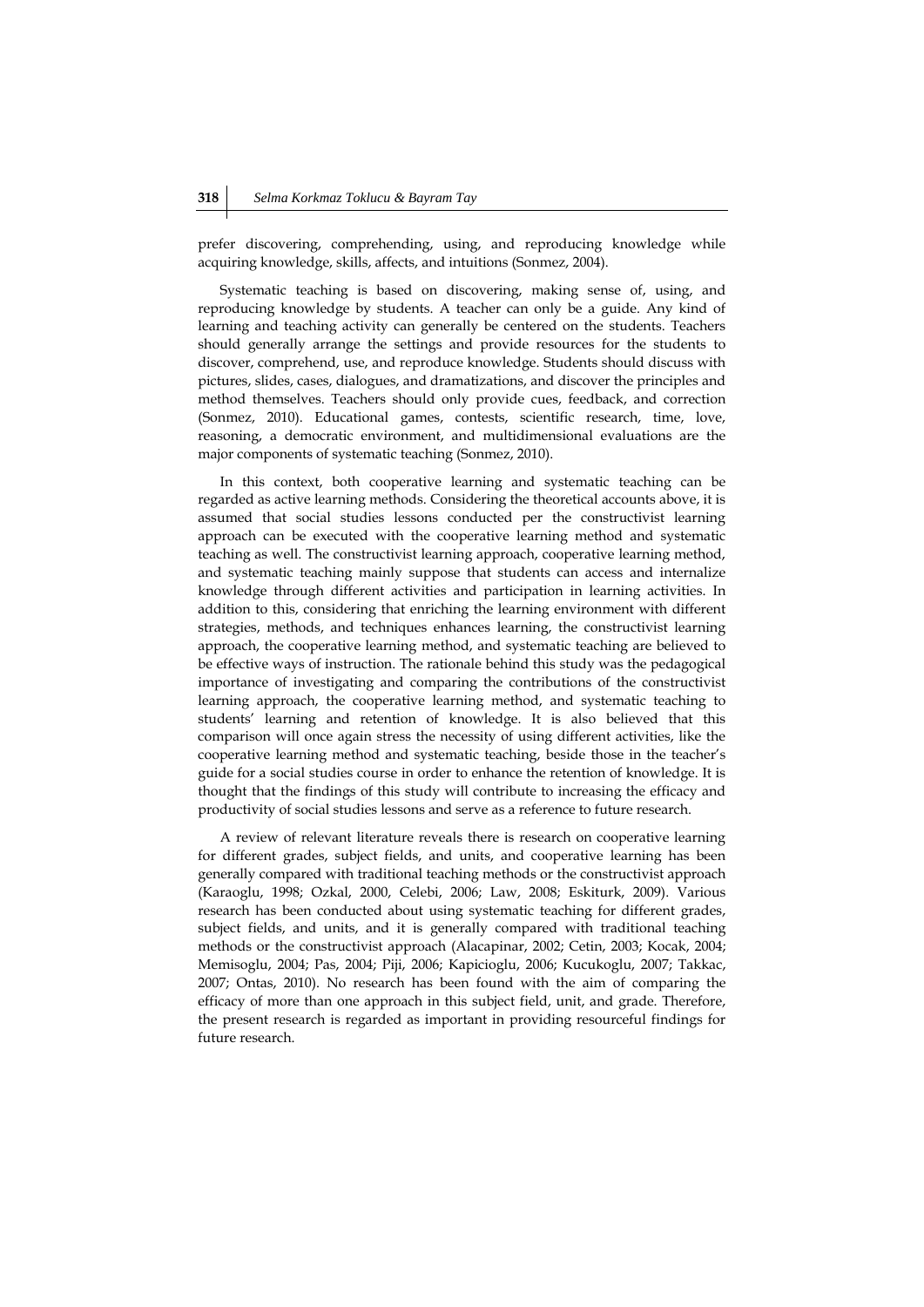prefer discovering, comprehending, using, and reproducing knowledge while acquiring knowledge, skills, affects, and intuitions (Sonmez, 2004).

Systematic teaching is based on discovering, making sense of, using, and reproducing knowledge by students. A teacher can only be a guide. Any kind of learning and teaching activity can generally be centered on the students. Teachers should generally arrange the settings and provide resources for the students to discover, comprehend, use, and reproduce knowledge. Students should discuss with pictures, slides, cases, dialogues, and dramatizations, and discover the principles and method themselves. Teachers should only provide cues, feedback, and correction (Sonmez, 2010). Educational games, contests, scientific research, time, love, reasoning, a democratic environment, and multidimensional evaluations are the major components of systematic teaching (Sonmez, 2010).

In this context, both cooperative learning and systematic teaching can be regarded as active learning methods. Considering the theoretical accounts above, it is assumed that social studies lessons conducted per the constructivist learning approach can be executed with the cooperative learning method and systematic teaching as well. The constructivist learning approach, cooperative learning method, and systematic teaching mainly suppose that students can access and internalize knowledge through different activities and participation in learning activities. In addition to this, considering that enriching the learning environment with different strategies, methods, and techniques enhances learning, the constructivist learning approach, the cooperative learning method, and systematic teaching are believed to be effective ways of instruction. The rationale behind this study was the pedagogical importance of investigating and comparing the contributions of the constructivist learning approach, the cooperative learning method, and systematic teaching to students' learning and retention of knowledge. It is also believed that this comparison will once again stress the necessity of using different activities, like the cooperative learning method and systematic teaching, beside those in the teacher's guide for a social studies course in order to enhance the retention of knowledge. It is thought that the findings of this study will contribute to increasing the efficacy and productivity of social studies lessons and serve as a reference to future research.

A review of relevant literature reveals there is research on cooperative learning for different grades, subject fields, and units, and cooperative learning has been generally compared with traditional teaching methods or the constructivist approach (Karaoglu, 1998; Ozkal, 2000, Celebi, 2006; Law, 2008; Eskiturk, 2009). Various research has been conducted about using systematic teaching for different grades, subject fields, and units, and it is generally compared with traditional teaching methods or the constructivist approach (Alacapinar, 2002; Cetin, 2003; Kocak, 2004; Memisoglu, 2004; Pas, 2004; Piji, 2006; Kapicioglu, 2006; Kucukoglu, 2007; Takkac, 2007; Ontas, 2010). No research has been found with the aim of comparing the efficacy of more than one approach in this subject field, unit, and grade. Therefore, the present research is regarded as important in providing resourceful findings for future research.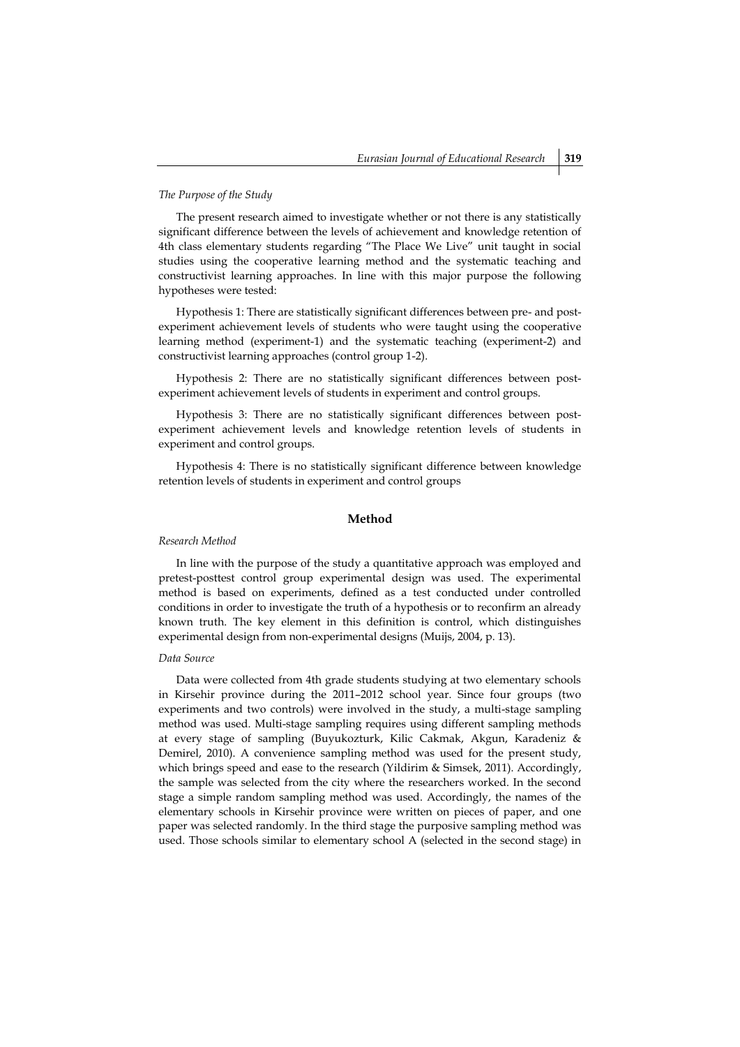*The Purpose of the Study*

The present research aimed to investigate whether or not there is any statistically significant difference between the levels of achievement and knowledge retention of 4th class elementary students regarding "The Place We Live" unit taught in social studies using the cooperative learning method and the systematic teaching and constructivist learning approaches. In line with this major purpose the following hypotheses were tested:

Hypothesis 1: There are statistically significant differences between pre- and post-experiment achievement levels of students who were taught using the cooperative learning method (experiment-1) and the systematic teaching (experiment-2) and constructivist learning approaches (control group 1-2).

Hypothesis 2: There are no statistically significant differences between post-experiment achievement levels of students in experiment and control groups.

Hypothesis 3: There are no statistically significant differences between post-experiment achievement levels and knowledge retention levels of students in experiment and control groups.

Hypothesis 4: There is no statistically significant difference between knowledge retention levels of students in experiment and control groups

## Method

*Research Method*

In line with the purpose of the study a quantitative approach was employed and pretest-posttest control group experimental design was used. The experimental method is based on experiments, defined as a test conducted under controlled conditions in order to investigate the truth of a hypothesis or to reconfirm an already known truth. The key element in this definition is control, which distinguishes experimental design from non-experimental designs (Muijs, 2004, p. 13).

*Data Source*

Data were collected from 4th grade students studying at two elementary schools in Kirsehir province during the 2011–2012 school year. Since four groups (two experiments and two controls) were involved in the study, a multi-stage sampling method was used. Multi-stage sampling requires using different sampling methods at every stage of sampling (Buyukozturk, Kilic Cakmak, Akgun, Karadeniz & Demirel, 2010). A convenience sampling method was used for the present study, which brings speed and ease to the research (Yildirim & Simsek, 2011). Accordingly, the sample was selected from the city where the researchers worked. In the second stage a simple random sampling method was used. Accordingly, the names of the elementary schools in Kirsehir province were written on pieces of paper, and one paper was selected randomly. In the third stage the purposive sampling method was used. Those schools similar to elementary school A (selected in the second stage) in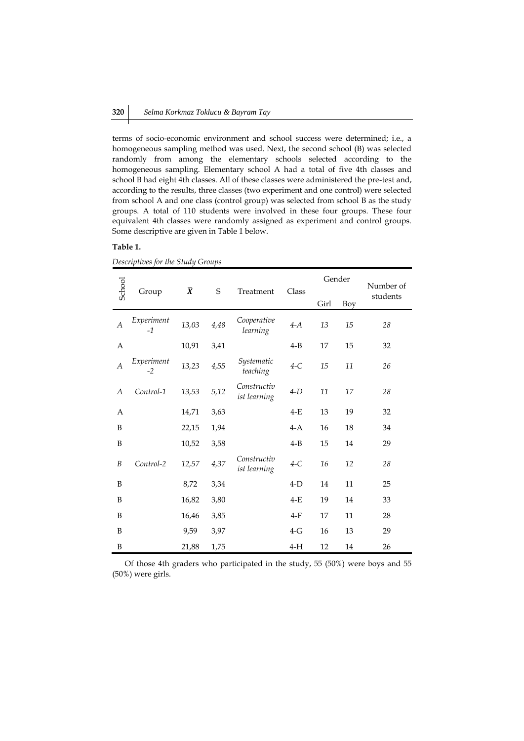terms of socio-economic environment and school success were determined; i.e., a homogeneous sampling method was used. Next, the second school (B) was selected randomly from among the elementary schools selected according to the homogeneous sampling. Elementary school A had a total of five 4th classes and school B had eight 4th classes. All of these classes were administered the pre-test and, according to the results, three classes (two experiment and one control) were selected from school A and one class (control group) was selected from school B as the study groups. A total of 110 students were involved in these four groups. These four equivalent 4th classes were randomly assigned as experiment and control groups. Some descriptive are given in Table 1 below.

**Table 1.**

*Descriptives for the Study Groups*

| School | Group | $\bar{X}$ | S | Treatment | Class | Gender | | Number of students |
|---|---|---|---|---|---|---|---|---|
| | | | | | | Girl | Boy | |
| *A* | *Experiment -1* | *13,03* | *4,48* | *Cooperative learning* | *4-A* | *13* | *15* | *28* |
| A | | 10,91 | 3,41 | | 4-B | 17 | 15 | 32 |
| *A* | *Experiment -2* | *13,23* | *4,55* | *Systematic teaching* | *4-C* | *15* | *11* | *26* |
| *A* | *Control-1* | *13,53* | *5,12* | *Constructivist learning* | *4-D* | *11* | *17* | *28* |
| A | | 14,71 | 3,63 | | 4-E | 13 | 19 | 32 |
| B | | 22,15 | 1,94 | | 4-A | 16 | 18 | 34 |
| B | | 10,52 | 3,58 | | 4-B | 15 | 14 | 29 |
| *B* | *Control-2* | *12,57* | *4,37* | *Constructivist learning* | *4-C* | *16* | *12* | *28* |
| B | | 8,72 | 3,34 | | 4-D | 14 | 11 | 25 |
| B | | 16,82 | 3,80 | | 4-E | 19 | 14 | 33 |
| B | | 16,46 | 3,85 | | 4-F | 17 | 11 | 28 |
| B | | 9,59 | 3,97 | | 4-G | 16 | 13 | 29 |
| B | | 21,88 | 1,75 | | 4-H | 12 | 14 | 26 |

Of those 4th graders who participated in the study, 55 (50%) were boys and 55 (50%) were girls.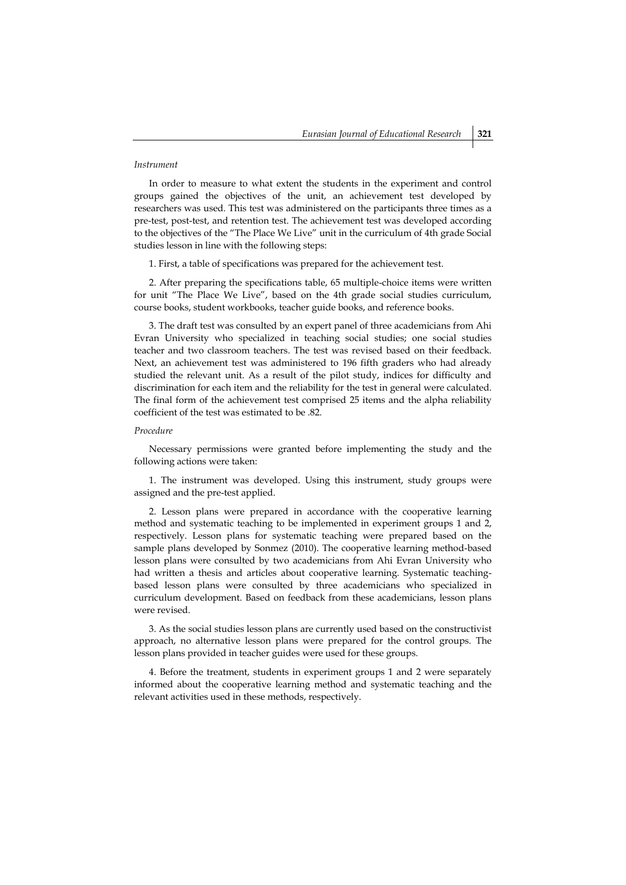*Instrument*

In order to measure to what extent the students in the experiment and control groups gained the objectives of the unit, an achievement test developed by researchers was used. This test was administered on the participants three times as a pre-test, post-test, and retention test. The achievement test was developed according to the objectives of the "The Place We Live" unit in the curriculum of 4th grade Social studies lesson in line with the following steps:

1. First, a table of specifications was prepared for the achievement test.

2. After preparing the specifications table, 65 multiple-choice items were written for unit "The Place We Live", based on the 4th grade social studies curriculum, course books, student workbooks, teacher guide books, and reference books.

3. The draft test was consulted by an expert panel of three academicians from Ahi Evran University who specialized in teaching social studies; one social studies teacher and two classroom teachers. The test was revised based on their feedback. Next, an achievement test was administered to 196 fifth graders who had already studied the relevant unit. As a result of the pilot study, indices for difficulty and discrimination for each item and the reliability for the test in general were calculated. The final form of the achievement test comprised 25 items and the alpha reliability coefficient of the test was estimated to be .82.

*Procedure*

Necessary permissions were granted before implementing the study and the following actions were taken:

1. The instrument was developed. Using this instrument, study groups were assigned and the pre-test applied.

2. Lesson plans were prepared in accordance with the cooperative learning method and systematic teaching to be implemented in experiment groups 1 and 2, respectively. Lesson plans for systematic teaching were prepared based on the sample plans developed by Sonmez (2010). The cooperative learning method-based lesson plans were consulted by two academicians from Ahi Evran University who had written a thesis and articles about cooperative learning. Systematic teaching-based lesson plans were consulted by three academicians who specialized in curriculum development. Based on feedback from these academicians, lesson plans were revised.

3. As the social studies lesson plans are currently used based on the constructivist approach, no alternative lesson plans were prepared for the control groups. The lesson plans provided in teacher guides were used for these groups.

4. Before the treatment, students in experiment groups 1 and 2 were separately informed about the cooperative learning method and systematic teaching and the relevant activities used in these methods, respectively.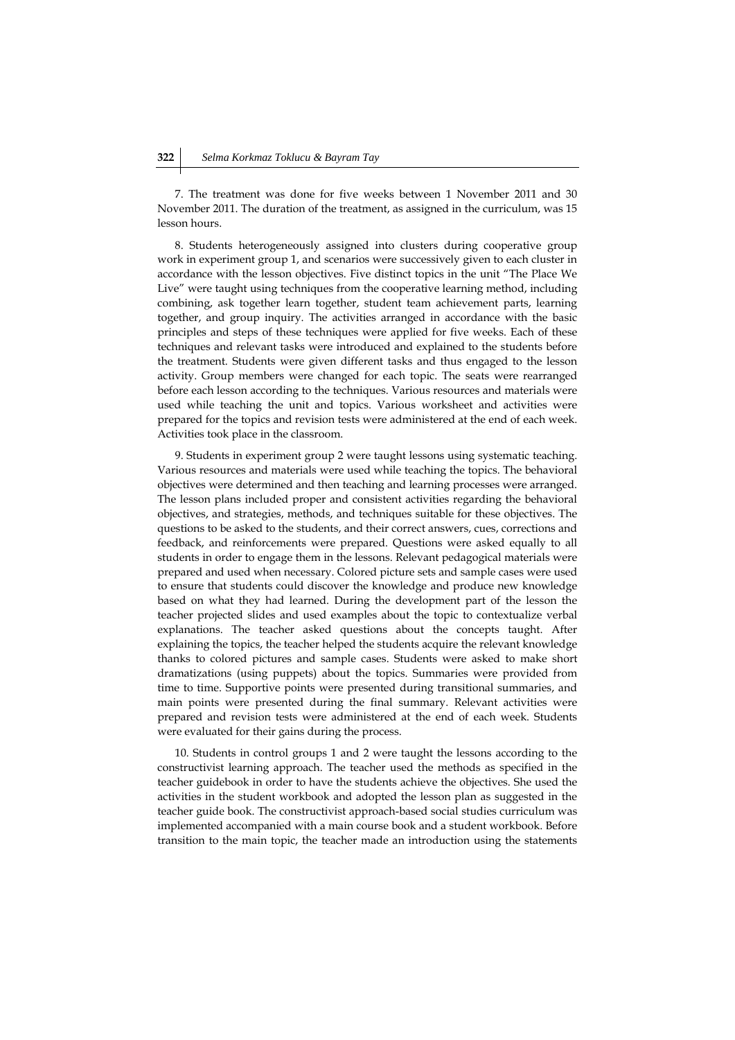7. The treatment was done for five weeks between 1 November 2011 and 30 November 2011. The duration of the treatment, as assigned in the curriculum, was 15 lesson hours.

8. Students heterogeneously assigned into clusters during cooperative group work in experiment group 1, and scenarios were successively given to each cluster in accordance with the lesson objectives. Five distinct topics in the unit "The Place We Live" were taught using techniques from the cooperative learning method, including combining, ask together learn together, student team achievement parts, learning together, and group inquiry. The activities arranged in accordance with the basic principles and steps of these techniques were applied for five weeks. Each of these techniques and relevant tasks were introduced and explained to the students before the treatment. Students were given different tasks and thus engaged to the lesson activity. Group members were changed for each topic. The seats were rearranged before each lesson according to the techniques. Various resources and materials were used while teaching the unit and topics. Various worksheet and activities were prepared for the topics and revision tests were administered at the end of each week. Activities took place in the classroom.

9. Students in experiment group 2 were taught lessons using systematic teaching. Various resources and materials were used while teaching the topics. The behavioral objectives were determined and then teaching and learning processes were arranged. The lesson plans included proper and consistent activities regarding the behavioral objectives, and strategies, methods, and techniques suitable for these objectives. The questions to be asked to the students, and their correct answers, cues, corrections and feedback, and reinforcements were prepared. Questions were asked equally to all students in order to engage them in the lessons. Relevant pedagogical materials were prepared and used when necessary. Colored picture sets and sample cases were used to ensure that students could discover the knowledge and produce new knowledge based on what they had learned. During the development part of the lesson the teacher projected slides and used examples about the topic to contextualize verbal explanations. The teacher asked questions about the concepts taught. After explaining the topics, the teacher helped the students acquire the relevant knowledge thanks to colored pictures and sample cases. Students were asked to make short dramatizations (using puppets) about the topics. Summaries were provided from time to time. Supportive points were presented during transitional summaries, and main points were presented during the final summary. Relevant activities were prepared and revision tests were administered at the end of each week. Students were evaluated for their gains during the process.

10. Students in control groups 1 and 2 were taught the lessons according to the constructivist learning approach. The teacher used the methods as specified in the teacher guidebook in order to have the students achieve the objectives. She used the activities in the student workbook and adopted the lesson plan as suggested in the teacher guide book. The constructivist approach-based social studies curriculum was implemented accompanied with a main course book and a student workbook. Before transition to the main topic, the teacher made an introduction using the statements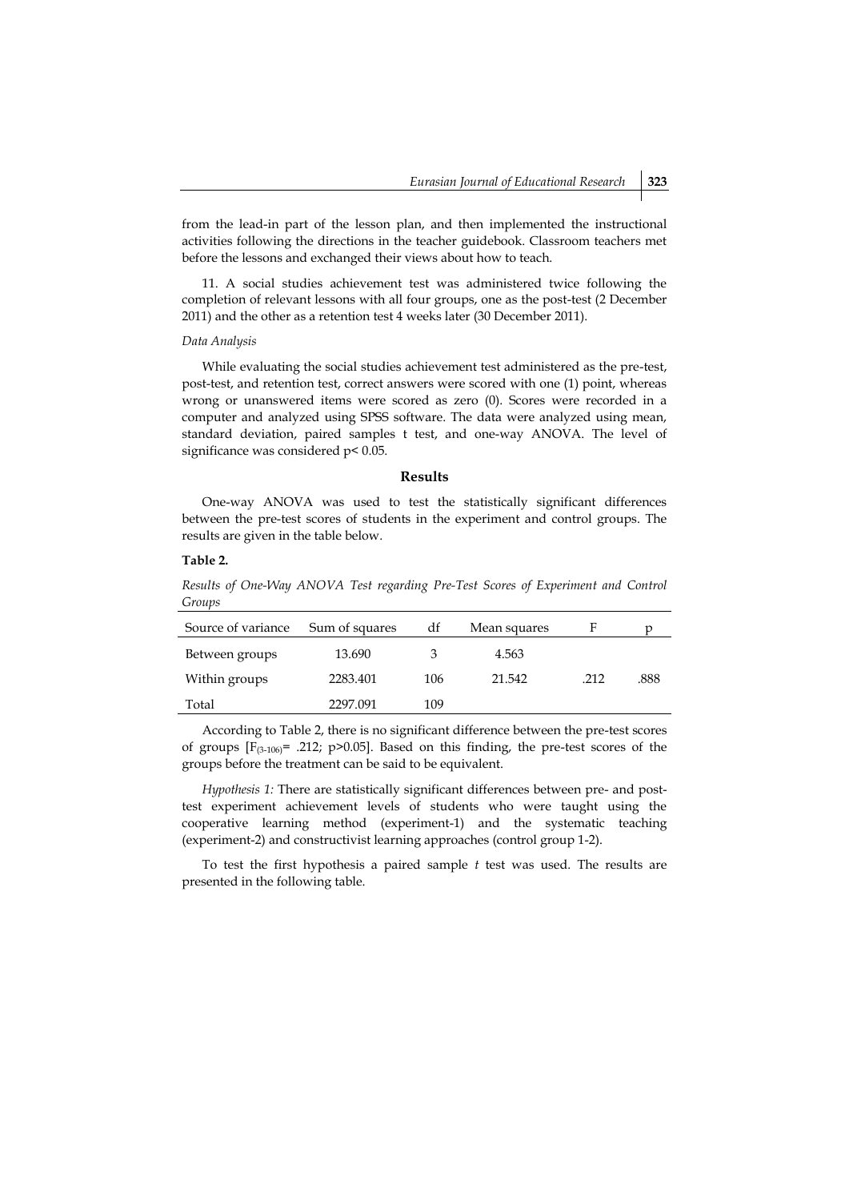from the lead-in part of the lesson plan, and then implemented the instructional activities following the directions in the teacher guidebook. Classroom teachers met before the lessons and exchanged their views about how to teach.

11. A social studies achievement test was administered twice following the completion of relevant lessons with all four groups, one as the post-test (2 December 2011) and the other as a retention test 4 weeks later (30 December 2011).

*Data Analysis*

While evaluating the social studies achievement test administered as the pre-test, post-test, and retention test, correct answers were scored with one (1) point, whereas wrong or unanswered items were scored as zero (0). Scores were recorded in a computer and analyzed using SPSS software. The data were analyzed using mean, standard deviation, paired samples t test, and one-way ANOVA. The level of significance was considered $p < 0.05$.

## Results

One-way ANOVA was used to test the statistically significant differences between the pre-test scores of students in the experiment and control groups. The results are given in the table below.

**Table 2.**

*Results of One-Way ANOVA Test regarding Pre-Test Scores of Experiment and Control Groups*

| Source of variance | Sum of squares | df | Mean squares | F | p |
|---|---|---|---|---|---|
| Between groups | 13.690 | 3 | 4.563 | | |
| Within groups | 2283.401 | 106 | 21.542 | .212 | .888 |
| Total | 2297.091 | 109 | | | |

According to Table 2, there is no significant difference between the pre-test scores of groups [$F_{(3-106)}$= .212; $p>0.05$]. Based on this finding, the pre-test scores of the groups before the treatment can be said to be equivalent.

*Hypothesis 1:* There are statistically significant differences between pre- and post-test experiment achievement levels of students who were taught using the cooperative learning method (experiment-1) and the systematic teaching (experiment-2) and constructivist learning approaches (control group 1-2).

To test the first hypothesis a paired sample *t* test was used. The results are presented in the following table.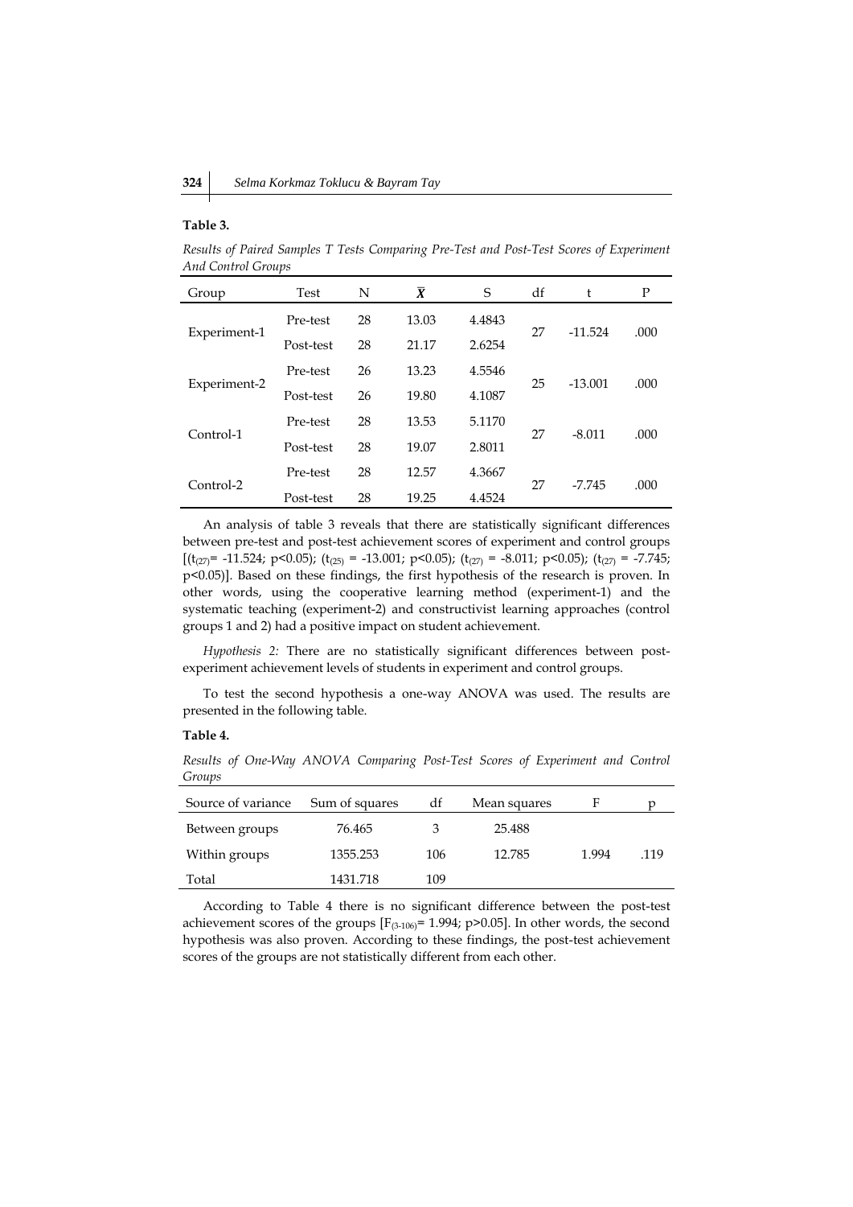**Table 3.**

*Results of Paired Samples T Tests Comparing Pre-Test and Post-Test Scores of Experiment And Control Groups*

| Group | Test | N | $\bar{X}$ | S | df | t | P |
|---|---|---|---|---|---|---|---|
| Experiment-1 | Pre-test | 28 | 13.03 | 4.4843 | 27 | -11.524 | .000 |
| | Post-test | 28 | 21.17 | 2.6254 | | | |
| Experiment-2 | Pre-test | 26 | 13.23 | 4.5546 | 25 | -13.001 | .000 |
| | Post-test | 26 | 19.80 | 4.1087 | | | |
| Control-1 | Pre-test | 28 | 13.53 | 5.1170 | 27 | -8.011 | .000 |
| | Post-test | 28 | 19.07 | 2.8011 | | | |
| Control-2 | Pre-test | 28 | 12.57 | 4.3667 | 27 | -7.745 | .000 |
| | Post-test | 28 | 19.25 | 4.4524 | | | |

An analysis of table 3 reveals that there are statistically significant differences between pre-test and post-test achievement scores of experiment and control groups [($t_{(27)}$= -11.524; p<0.05); ($t_{(25)}$ = -13.001; p<0.05); ($t_{(27)}$ = -8.011; p<0.05); ($t_{(27)}$ = -7.745; p<0.05)]. Based on these findings, the first hypothesis of the research is proven. In other words, using the cooperative learning method (experiment-1) and the systematic teaching (experiment-2) and constructivist learning approaches (control groups 1 and 2) had a positive impact on student achievement.

*Hypothesis 2:* There are no statistically significant differences between post-experiment achievement levels of students in experiment and control groups.

To test the second hypothesis a one-way ANOVA was used. The results are presented in the following table.

**Table 4.**

*Results of One-Way ANOVA Comparing Post-Test Scores of Experiment and Control Groups*

| Source of variance | Sum of squares | df | Mean squares | F | p |
|---|---|---|---|---|---|
| Between groups | 76.465 | 3 | 25.488 | | |
| Within groups | 1355.253 | 106 | 12.785 | 1.994 | .119 |
| Total | 1431.718 | 109 | | | |

According to Table 4 there is no significant difference between the post-test achievement scores of the groups [$F_{(3\text{-}106)}$= 1.994; p>0.05]. In other words, the second hypothesis was also proven. According to these findings, the post-test achievement scores of the groups are not statistically different from each other.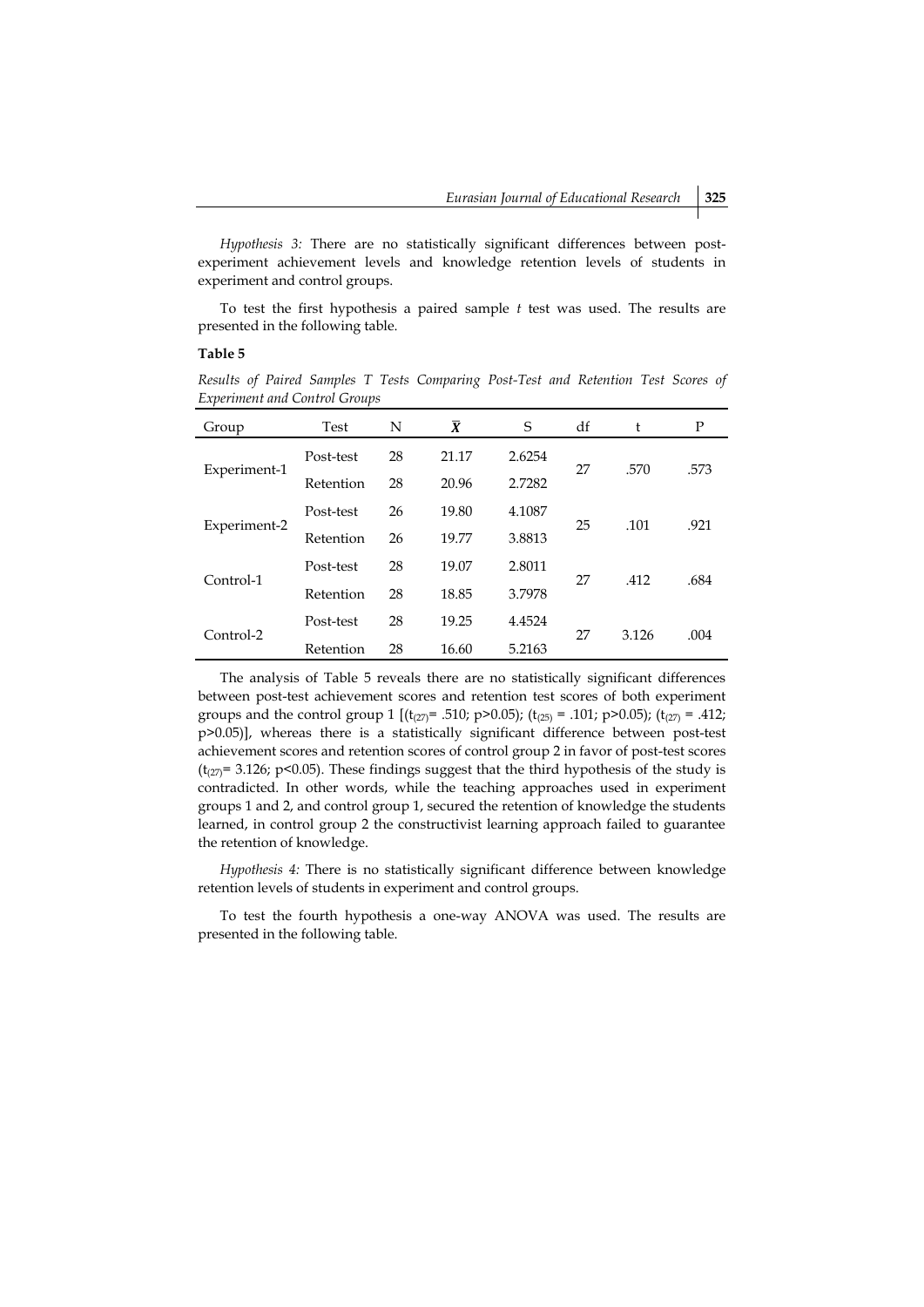*Hypothesis 3:* There are no statistically significant differences between post-experiment achievement levels and knowledge retention levels of students in experiment and control groups.

To test the first hypothesis a paired sample *t* test was used. The results are presented in the following table.

**Table 5**

*Results of Paired Samples T Tests Comparing Post-Test and Retention Test Scores of Experiment and Control Groups*

| Group | Test | N | $\bar{X}$ | S | df | t | P |
|---|---|---|---|---|---|---|---|
| Experiment-1 | Post-test | 28 | 21.17 | 2.6254 | 27 | .570 | .573 |
| | Retention | 28 | 20.96 | 2.7282 | | | |
| Experiment-2 | Post-test | 26 | 19.80 | 4.1087 | 25 | .101 | .921 |
| | Retention | 26 | 19.77 | 3.8813 | | | |
| Control-1 | Post-test | 28 | 19.07 | 2.8011 | 27 | .412 | .684 |
| | Retention | 28 | 18.85 | 3.7978 | | | |
| Control-2 | Post-test | 28 | 19.25 | 4.4524 | 27 | 3.126 | .004 |
| | Retention | 28 | 16.60 | 5.2163 | | | |

The analysis of Table 5 reveals there are no statistically significant differences between post-test achievement scores and retention test scores of both experiment groups and the control group 1 [($t_{(27)}$= .510; p>0.05); ($t_{(25)}$ = .101; p>0.05); ($t_{(27)}$ = .412; p>0.05)], whereas there is a statistically significant difference between post-test achievement scores and retention scores of control group 2 in favor of post-test scores ($t_{(27)}$= 3.126; p<0.05). These findings suggest that the third hypothesis of the study is contradicted. In other words, while the teaching approaches used in experiment groups 1 and 2, and control group 1, secured the retention of knowledge the students learned, in control group 2 the constructivist learning approach failed to guarantee the retention of knowledge.

*Hypothesis 4:* There is no statistically significant difference between knowledge retention levels of students in experiment and control groups.

To test the fourth hypothesis a one-way ANOVA was used. The results are presented in the following table.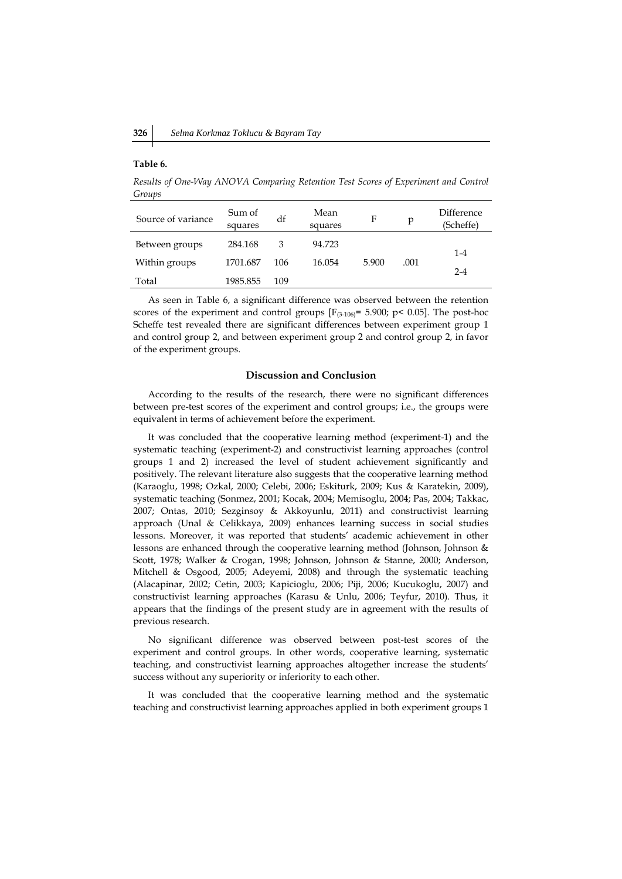**Table 6.**

*Results of One-Way ANOVA Comparing Retention Test Scores of Experiment and Control Groups*

| Source of variance | Sum of squares | df | Mean squares | F | p | Difference (Scheffe) |
|---|---|---|---|---|---|---|
| Between groups | 284.168 | 3 | 94.723 | | | |
| Within groups | 1701.687 | 106 | 16.054 | 5.900 | .001 | 1-4<br>2-4 |
| Total | 1985.855 | 109 | | | | |

As seen in Table 6, a significant difference was observed between the retention scores of the experiment and control groups [$F_{(3\text{-}106)} = 5.900$; $p < 0.05$]. The post-hoc Scheffe test revealed there are significant differences between experiment group 1 and control group 2, and between experiment group 2 and control group 2, in favor of the experiment groups.

## Discussion and Conclusion

According to the results of the research, there were no significant differences between pre-test scores of the experiment and control groups; i.e., the groups were equivalent in terms of achievement before the experiment.

It was concluded that the cooperative learning method (experiment-1) and the systematic teaching (experiment-2) and constructivist learning approaches (control groups 1 and 2) increased the level of student achievement significantly and positively. The relevant literature also suggests that the cooperative learning method (Karaoglu, 1998; Ozkal, 2000; Celebi, 2006; Eskiturk, 2009; Kus & Karatekin, 2009), systematic teaching (Sonmez, 2001; Kocak, 2004; Memisoglu, 2004; Pas, 2004; Takkac, 2007; Ontas, 2010; Sezginsoy & Akkoyunlu, 2011) and constructivist learning approach (Unal & Celikkaya, 2009) enhances learning success in social studies lessons. Moreover, it was reported that students' academic achievement in other lessons are enhanced through the cooperative learning method (Johnson, Johnson & Scott, 1978; Walker & Crogan, 1998; Johnson, Johnson & Stanne, 2000; Anderson, Mitchell & Osgood, 2005; Adeyemi, 2008) and through the systematic teaching (Alacapinar, 2002; Cetin, 2003; Kapicioglu, 2006; Piji, 2006; Kucukoglu, 2007) and constructivist learning approaches (Karasu & Unlu, 2006; Teyfur, 2010). Thus, it appears that the findings of the present study are in agreement with the results of previous research.

No significant difference was observed between post-test scores of the experiment and control groups. In other words, cooperative learning, systematic teaching, and constructivist learning approaches altogether increase the students' success without any superiority or inferiority to each other.

It was concluded that the cooperative learning method and the systematic teaching and constructivist learning approaches applied in both experiment groups 1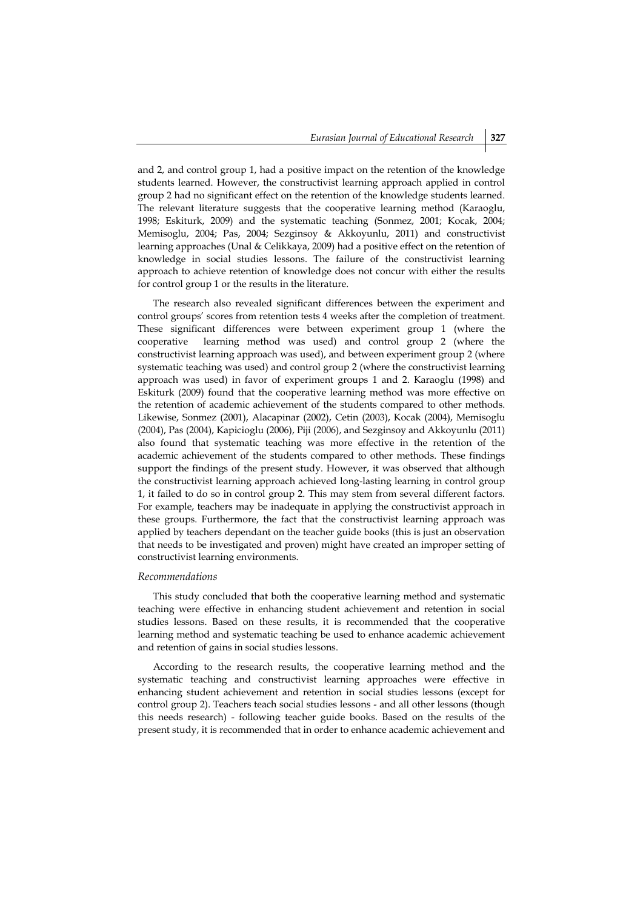and 2, and control group 1, had a positive impact on the retention of the knowledge students learned. However, the constructivist learning approach applied in control group 2 had no significant effect on the retention of the knowledge students learned. The relevant literature suggests that the cooperative learning method (Karaoglu, 1998; Eskiturk, 2009) and the systematic teaching (Sonmez, 2001; Kocak, 2004; Memisoglu, 2004; Pas, 2004; Sezginsoy & Akkoyunlu, 2011) and constructivist learning approaches (Unal & Celikkaya, 2009) had a positive effect on the retention of knowledge in social studies lessons. The failure of the constructivist learning approach to achieve retention of knowledge does not concur with either the results for control group 1 or the results in the literature.

The research also revealed significant differences between the experiment and control groups' scores from retention tests 4 weeks after the completion of treatment. These significant differences were between experiment group 1 (where the cooperative learning method was used) and control group 2 (where the constructivist learning approach was used), and between experiment group 2 (where systematic teaching was used) and control group 2 (where the constructivist learning approach was used) in favor of experiment groups 1 and 2. Karaoglu (1998) and Eskiturk (2009) found that the cooperative learning method was more effective on the retention of academic achievement of the students compared to other methods. Likewise, Sonmez (2001), Alacapinar (2002), Cetin (2003), Kocak (2004), Memisoglu (2004), Pas (2004), Kapicioglu (2006), Piji (2006), and Sezginsoy and Akkoyunlu (2011) also found that systematic teaching was more effective in the retention of the academic achievement of the students compared to other methods. These findings support the findings of the present study. However, it was observed that although the constructivist learning approach achieved long-lasting learning in control group 1, it failed to do so in control group 2. This may stem from several different factors. For example, teachers may be inadequate in applying the constructivist approach in these groups. Furthermore, the fact that the constructivist learning approach was applied by teachers dependant on the teacher guide books (this is just an observation that needs to be investigated and proven) might have created an improper setting of constructivist learning environments.

*Recommendations*

This study concluded that both the cooperative learning method and systematic teaching were effective in enhancing student achievement and retention in social studies lessons. Based on these results, it is recommended that the cooperative learning method and systematic teaching be used to enhance academic achievement and retention of gains in social studies lessons.

According to the research results, the cooperative learning method and the systematic teaching and constructivist learning approaches were effective in enhancing student achievement and retention in social studies lessons (except for control group 2). Teachers teach social studies lessons - and all other lessons (though this needs research) - following teacher guide books. Based on the results of the present study, it is recommended that in order to enhance academic achievement and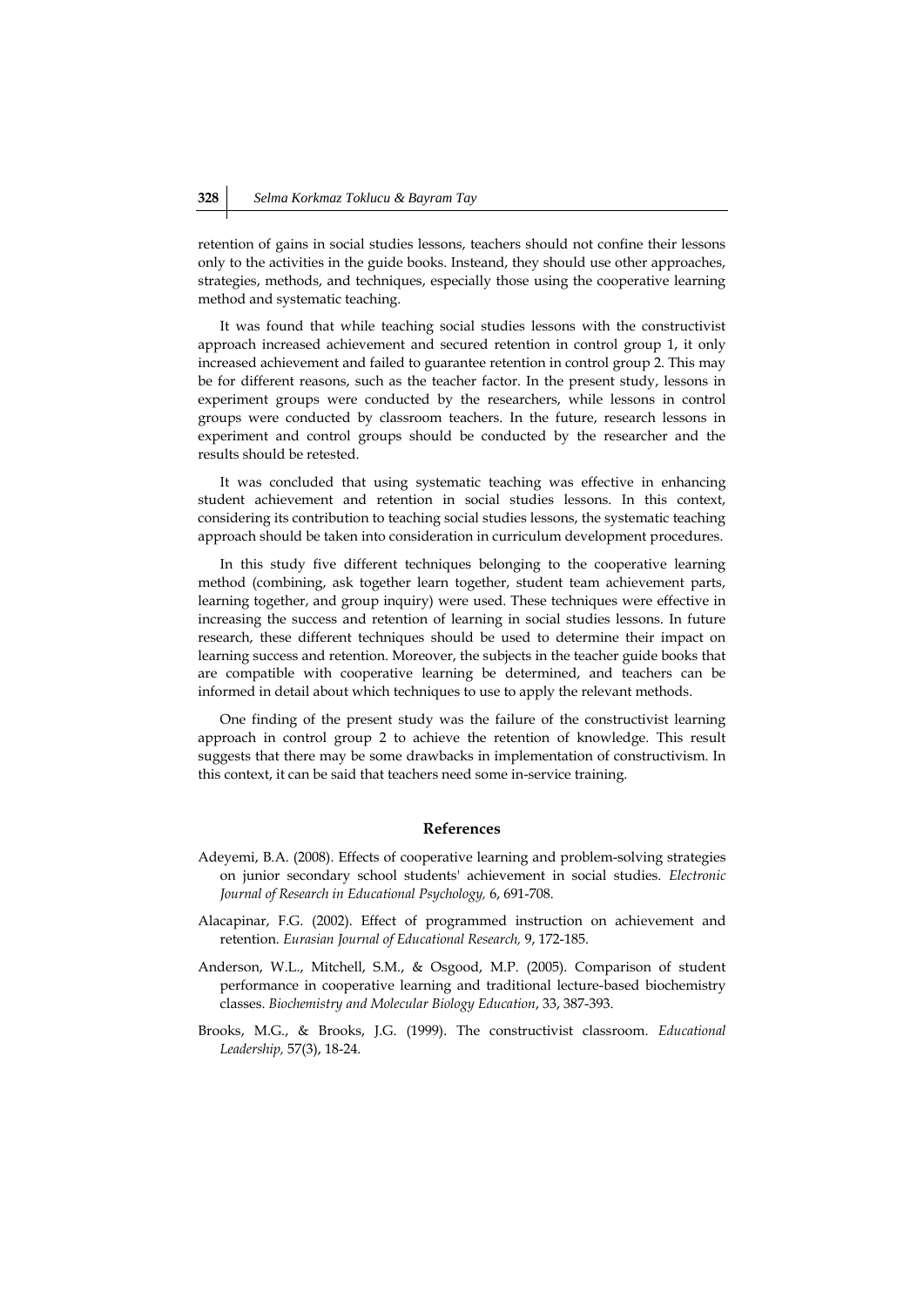retention of gains in social studies lessons, teachers should not confine their lessons only to the activities in the guide books. Insteand, they should use other approaches, strategies, methods, and techniques, especially those using the cooperative learning method and systematic teaching.

It was found that while teaching social studies lessons with the constructivist approach increased achievement and secured retention in control group 1, it only increased achievement and failed to guarantee retention in control group 2. This may be for different reasons, such as the teacher factor. In the present study, lessons in experiment groups were conducted by the researchers, while lessons in control groups were conducted by classroom teachers. In the future, research lessons in experiment and control groups should be conducted by the researcher and the results should be retested.

It was concluded that using systematic teaching was effective in enhancing student achievement and retention in social studies lessons. In this context, considering its contribution to teaching social studies lessons, the systematic teaching approach should be taken into consideration in curriculum development procedures.

In this study five different techniques belonging to the cooperative learning method (combining, ask together learn together, student team achievement parts, learning together, and group inquiry) were used. These techniques were effective in increasing the success and retention of learning in social studies lessons. In future research, these different techniques should be used to determine their impact on learning success and retention. Moreover, the subjects in the teacher guide books that are compatible with cooperative learning be determined, and teachers can be informed in detail about which techniques to use to apply the relevant methods.

One finding of the present study was the failure of the constructivist learning approach in control group 2 to achieve the retention of knowledge. This result suggests that there may be some drawbacks in implementation of constructivism. In this context, it can be said that teachers need some in-service training.

## References

Adeyemi, B.A. (2008). Effects of cooperative learning and problem-solving strategies on junior secondary school students' achievement in social studies. *Electronic Journal of Research in Educational Psychology,* 6, 691-708.

Alacapinar, F.G. (2002). Effect of programmed instruction on achievement and retention. *Eurasian Journal of Educational Research,* 9, 172-185.

Anderson, W.L., Mitchell, S.M., & Osgood, M.P. (2005). Comparison of student performance in cooperative learning and traditional lecture-based biochemistry classes. *Biochemistry and Molecular Biology Education*, 33, 387-393.

Brooks, M.G., & Brooks, J.G. (1999). The constructivist classroom. *Educational Leadership,* 57(3), 18-24.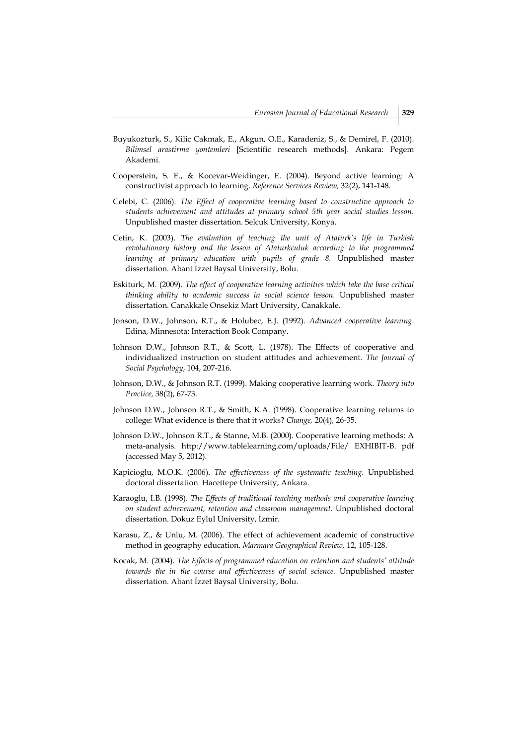Buyukozturk, S., Kilic Cakmak, E., Akgun, O.E., Karadeniz, S., & Demirel, F. (2010). *Bilimsel arastirma yontemleri* [Scientific research methods]. Ankara: Pegem Akademi.

Cooperstein, S. E., & Kocevar-Weidinger, E. (2004). Beyond active learning: A constructivist approach to learning. *Reference Services Review,* 32(2), 141-148.

Celebi, C. (2006). *The Effect of cooperative learning based to constructive approach to students achievement and attitudes at primary school 5th year social studies lesson.* Unpublished master dissertation. Selcuk University, Konya.

Cetin, K. (2003). *The evaluation of teaching the unit of Ataturk's life in Turkish revolutionary history and the lesson of Ataturkculuk according to the programmed learning at primary education with pupils of grade 8.* Unpublished master dissertation. Abant Izzet Baysal University, Bolu.

Eskiturk, M. (2009). *The effect of cooperative learning activities which take the base critical thinking ability to academic success in social science lesson.* Unpublished master dissertation. Canakkale Onsekiz Mart University, Canakkale.

Jonson, D.W., Johnson, R.T., & Holubec, E.J. (1992). *Advanced cooperative learning*. Edina, Minnesota: Interaction Book Company.

Johnson D.W., Johnson R.T., & Scott, L. (1978). The Effects of cooperative and individualized instruction on student attitudes and achievement. *The Journal of Social Psychology*, 104, 207-216.

Johnson, D.W., & Johnson R.T. (1999). Making cooperative learning work. *Theory into Practice,* 38(2), 67-73.

Johnson D.W., Johnson R.T., & Smith, K.A. (1998). Cooperative learning returns to college: What evidence is there that it works? *Change,* 20(4), 26-35.

Johnson D.W., Johnson R.T., & Stanne, M.B. (2000). Cooperative learning methods: A meta-analysis. http://www.tablelearning.com/uploads/File/ EXHIBIT-B. pdf (accessed May 5, 2012).

Kapicioglu, M.O.K. (2006). *The effectiveness of the systematic teaching.* Unpublished doctoral dissertation. Hacettepe University, Ankara.

Karaoglu, I.B. (1998). *The Effects of traditional teaching methods and cooperative learning on student achievement, retention and classroom management.* Unpublished doctoral dissertation. Dokuz Eylul University, İzmir.

Karasu, Z., & Unlu, M. (2006). The effect of achievement academic of constructive method in geography education. *Marmara Geographical Review,* 12, 105-128.

Kocak, M. (2004). *The Effects of programmed education on retention and students' attitude towards the in the course and effectiveness of social science.* Unpublished master dissertation. Abant İzzet Baysal University, Bolu.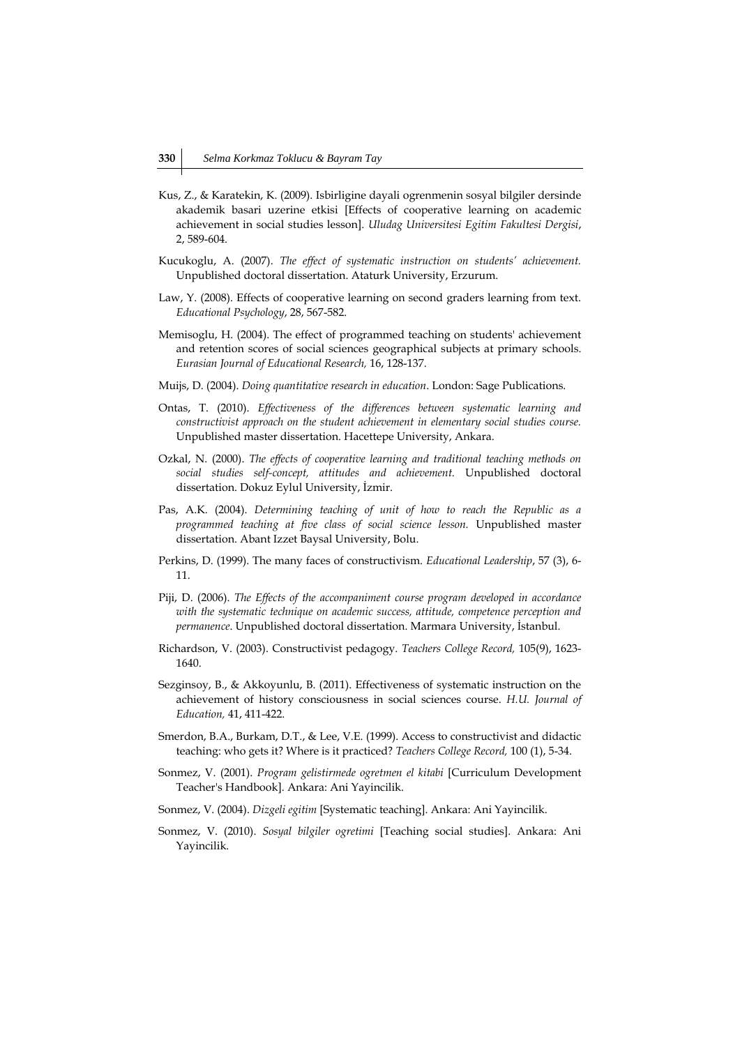Kus, Z., & Karatekin, K. (2009). Isbirligine dayali ogrenmenin sosyal bilgiler dersinde akademik basari uzerine etkisi [Effects of cooperative learning on academic achievement in social studies lesson]. *Uludag Universitesi Egitim Fakultesi Dergisi*, 2, 589-604.

Kucukoglu, A. (2007). *The effect of systematic instruction on students' achievement.* Unpublished doctoral dissertation. Ataturk University, Erzurum.

Law, Y. (2008). Effects of cooperative learning on second graders learning from text. *Educational Psychology*, 28, 567-582.

Memisoglu, H. (2004). The effect of programmed teaching on students' achievement and retention scores of social sciences geographical subjects at primary schools. *Eurasian Journal of Educational Research,* 16, 128-137.

Muijs, D. (2004). *Doing quantitative research in education*. London: Sage Publications.

Ontas, T. (2010). *Effectiveness of the differences between systematic learning and constructivist approach on the student achievement in elementary social studies course.* Unpublished master dissertation. Hacettepe University, Ankara.

Ozkal, N. (2000). *The effects of cooperative learning and traditional teaching methods on social studies self-concept, attitudes and achievement.* Unpublished doctoral dissertation. Dokuz Eylul University, İzmir.

Pas, A.K. (2004). *Determining teaching of unit of how to reach the Republic as a programmed teaching at five class of social science lesson.* Unpublished master dissertation. Abant Izzet Baysal University, Bolu.

Perkins, D. (1999). The many faces of constructivism. *Educational Leadership*, 57 (3), 6-11.

Piji, D. (2006). *The Effects of the accompaniment course program developed in accordance with the systematic technique on academic success, attitude, competence perception and permanence*. Unpublished doctoral dissertation. Marmara University, İstanbul.

Richardson, V. (2003). Constructivist pedagogy. *Teachers College Record,* 105(9), 1623-1640.

Sezginsoy, B., & Akkoyunlu, B. (2011). Effectiveness of systematic instruction on the achievement of history consciousness in social sciences course. *H.U. Journal of Education,* 41, 411-422.

Smerdon, B.A., Burkam, D.T., & Lee, V.E. (1999). Access to constructivist and didactic teaching: who gets it? Where is it practiced? *Teachers College Record,* 100 (1), 5-34.

Sonmez, V. (2001). *Program gelistirmede ogretmen el kitabi* [Curriculum Development Teacher's Handbook]. Ankara: Ani Yayincilik.

Sonmez, V. (2004). *Dizgeli egitim* [Systematic teaching]. Ankara: Ani Yayincilik.

Sonmez, V. (2010). *Sosyal bilgiler ogretimi* [Teaching social studies]. Ankara: Ani Yayincilik.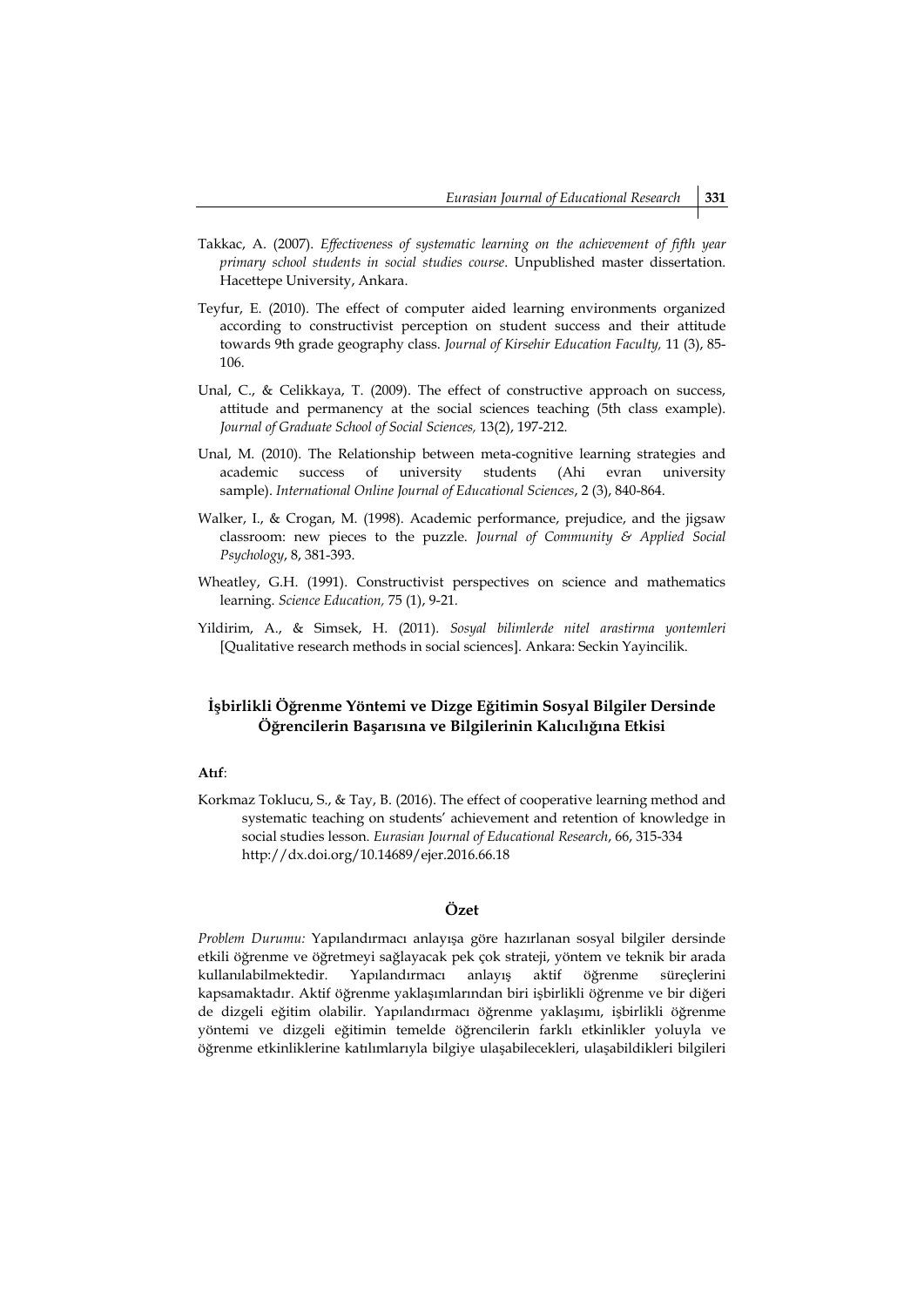Takkac, A. (2007). *Effectiveness of systematic learning on the achievement of fifth year primary school students in social studies course*. Unpublished master dissertation. Hacettepe University, Ankara.

Teyfur, E. (2010). The effect of computer aided learning environments organized according to constructivist perception on student success and their attitude towards 9th grade geography class. *Journal of Kirsehir Education Faculty,* 11 (3), 85-106.

Unal, C., & Celikkaya, T. (2009). The effect of constructive approach on success, attitude and permanency at the social sciences teaching (5th class example). *Journal of Graduate School of Social Sciences,* 13(2), 197-212.

Unal, M. (2010). The Relationship between meta-cognitive learning strategies and academic success of university students (Ahi evran university sample). *International Online Journal of Educational Sciences*, 2 (3), 840-864.

Walker, I., & Crogan, M. (1998). Academic performance, prejudice, and the jigsaw classroom: new pieces to the puzzle. *Journal of Community & Applied Social Psychology*, 8, 381-393.

Wheatley, G.H. (1991). Constructivist perspectives on science and mathematics learning. *Science Education,* 75 (1), 9-21.

Yildirim, A., & Simsek, H. (2011). *Sosyal bilimlerde nitel arastirma yontemleri* [Qualitative research methods in social sciences]. Ankara: Seckin Yayincilik.

## İşbirlikli Öğrenme Yöntemi ve Dizge Eğitimin Sosyal Bilgiler Dersinde Öğrencilerin Başarısına ve Bilgilerinin Kalıcılığına Etkisi

**Atıf**:

Korkmaz Toklucu, S., & Tay, B. (2016). The effect of cooperative learning method and systematic teaching on students' achievement and retention of knowledge in social studies lesson. *Eurasian Journal of Educational Research*, 66, 315-334 http://dx.doi.org/10.14689/ejer.2016.66.18

### Özet

*Problem Durumu:* Yapılandırmacı anlayışa göre hazırlanan sosyal bilgiler dersinde etkili öğrenme ve öğretmeyi sağlayacak pek çok strateji, yöntem ve teknik bir arada kullanılabilmektedir. Yapılandırmacı anlayış aktif öğrenme süreçlerini kapsamaktadır. Aktif öğrenme yaklaşımlarından biri işbirlikli öğrenme ve bir diğeri de dizgeli eğitim olabilir. Yapılandırmacı öğrenme yaklaşımı, işbirlikli öğrenme yöntemi ve dizgeli eğitimin temelde öğrencilerin farklı etkinlikler yoluyla ve öğrenme etkinliklerine katılımlarıyla bilgiye ulaşabilecekleri, ulaşabildikleri bilgileri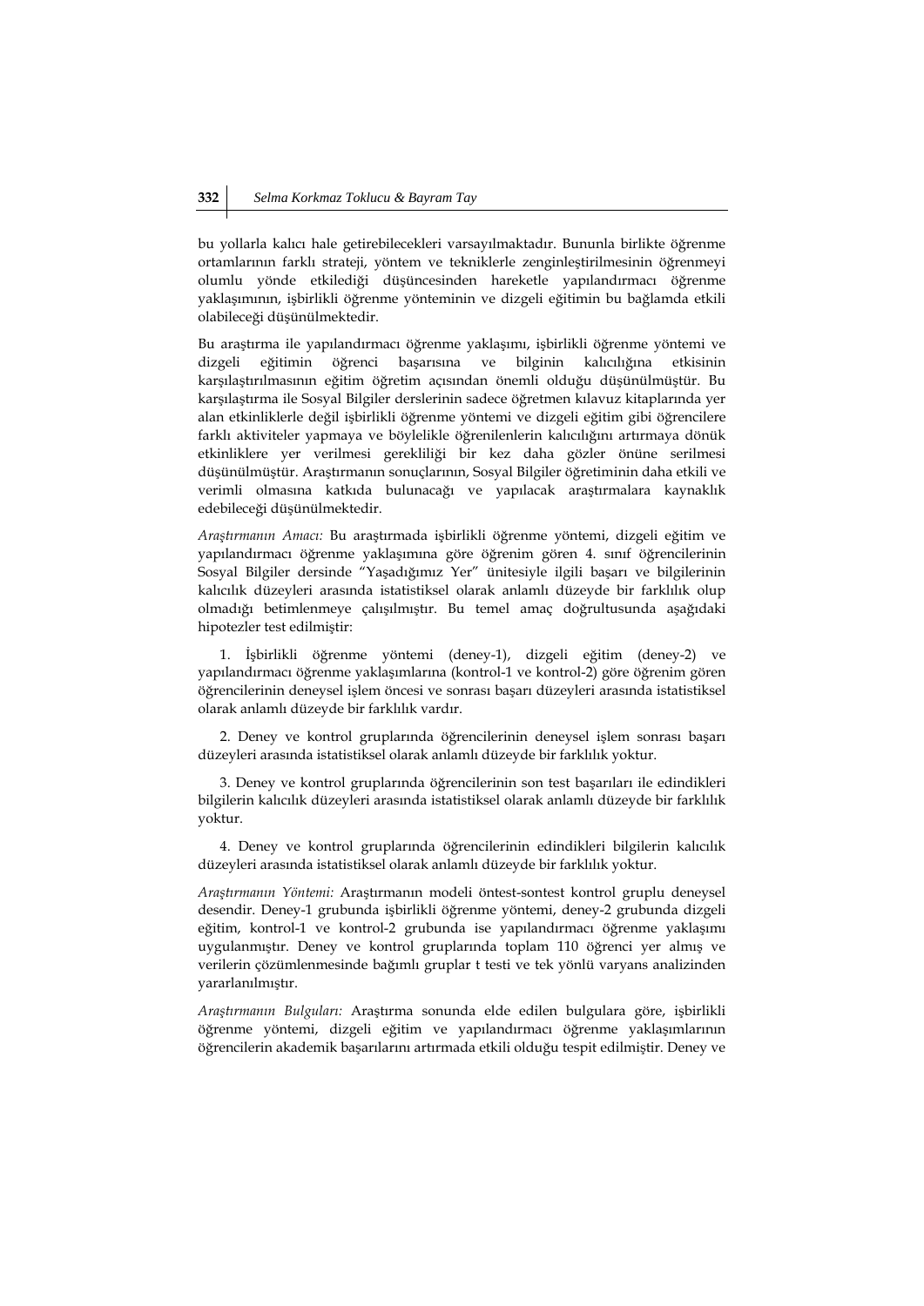bu yollarla kalıcı hale getirebilecekleri varsayılmaktadır. Bununla birlikte öğrenme ortamlarının farklı strateji, yöntem ve tekniklerle zenginleştirilmesinin öğrenmeyi olumlu yönde etkilediği düşüncesinden hareketle yapılandırmacı öğrenme yaklaşımının, işbirlikli öğrenme yönteminin ve dizgeli eğitimin bu bağlamda etkili olabileceği düşünülmektedir.

Bu araştırma ile yapılandırmacı öğrenme yaklaşımı, işbirlikli öğrenme yöntemi ve dizgeli eğitimin öğrenci başarısına ve bilginin kalıcılığına etkisinin karşılaştırılmasının eğitim öğretim açısından önemli olduğu düşünülmüştür. Bu karşılaştırma ile Sosyal Bilgiler derslerinin sadece öğretmen kılavuz kitaplarında yer alan etkinliklerle değil işbirlikli öğrenme yöntemi ve dizgeli eğitim gibi öğrencilere farklı aktiviteler yapmaya ve böylelikle öğrenilenlerin kalıcılığını artırmaya dönük etkinliklere yer verilmesi gerekliliği bir kez daha gözler önüne serilmesi düşünülmüştür. Araştırmanın sonuçlarının, Sosyal Bilgiler öğretiminin daha etkili ve verimli olmasına katkıda bulunacağı ve yapılacak araştırmalara kaynaklık edebileceği düşünülmektedir.

*Araştırmanın Amacı:* Bu araştırmada işbirlikli öğrenme yöntemi, dizgeli eğitim ve yapılandırmacı öğrenme yaklaşımına göre öğrenim gören 4. sınıf öğrencilerinin Sosyal Bilgiler dersinde "Yaşadığımız Yer" ünitesiyle ilgili başarı ve bilgilerinin kalıcılık düzeyleri arasında istatistiksel olarak anlamlı düzeyde bir farklılık olup olmadığı betimlenmeye çalışılmıştır. Bu temel amaç doğrultusunda aşağıdaki hipotezler test edilmiştir:

1. İşbirlikli öğrenme yöntemi (deney-1), dizgeli eğitim (deney-2) ve yapılandırmacı öğrenme yaklaşımlarına (kontrol-1 ve kontrol-2) göre öğrenim gören öğrencilerinin deneysel işlem öncesi ve sonrası başarı düzeyleri arasında istatistiksel olarak anlamlı düzeyde bir farklılık vardır.

2. Deney ve kontrol gruplarında öğrencilerinin deneysel işlem sonrası başarı düzeyleri arasında istatistiksel olarak anlamlı düzeyde bir farklılık yoktur.

3. Deney ve kontrol gruplarında öğrencilerinin son test başarıları ile edindikleri bilgilerin kalıcılık düzeyleri arasında istatistiksel olarak anlamlı düzeyde bir farklılık yoktur.

4. Deney ve kontrol gruplarında öğrencilerinin edindikleri bilgilerin kalıcılık düzeyleri arasında istatistiksel olarak anlamlı düzeyde bir farklılık yoktur.

*Araştırmanın Yöntemi:* Araştırmanın modeli öntest-sontest kontrol gruplu deneysel desendir. Deney-1 grubunda işbirlikli öğrenme yöntemi, deney-2 grubunda dizgeli eğitim, kontrol-1 ve kontrol-2 grubunda ise yapılandırmacı öğrenme yaklaşımı uygulanmıştır. Deney ve kontrol gruplarında toplam 110 öğrenci yer almış ve verilerin çözümlenmesinde bağımlı gruplar t testi ve tek yönlü varyans analizinden yararlanılmıştır.

*Araştırmanın Bulguları:* Araştırma sonunda elde edilen bulgulara göre, işbirlikli öğrenme yöntemi, dizgeli eğitim ve yapılandırmacı öğrenme yaklaşımlarının öğrencilerin akademik başarılarını artırmada etkili olduğu tespit edilmiştir. Deney ve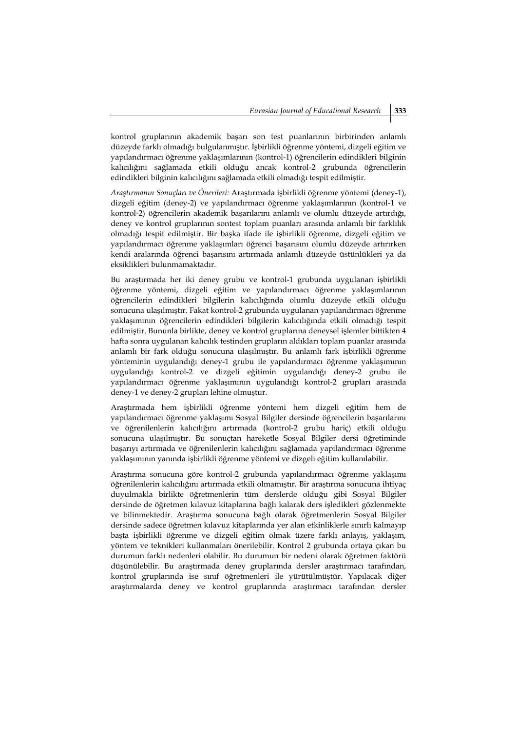kontrol gruplarının akademik başarı son test puanlarının birbirinden anlamlı düzeyde farklı olmadığı bulgulanmıştır. İşbirlikli öğrenme yöntemi, dizgeli eğitim ve yapılandırmacı öğrenme yaklaşımlarının (kontrol-1) öğrencilerin edindikleri bilginin kalıcılığını sağlamada etkili olduğu ancak kontrol-2 grubunda öğrencilerin edindikleri bilginin kalıcılığını sağlamada etkili olmadığı tespit edilmiştir.

*Araştırmanın Sonuçları ve Önerileri:* Araştırmada işbirlikli öğrenme yöntemi (deney-1), dizgeli eğitim (deney-2) ve yapılandırmacı öğrenme yaklaşımlarının (kontrol-1 ve kontrol-2) öğrencilerin akademik başarılarını anlamlı ve olumlu düzeyde artırdığı, deney ve kontrol gruplarının sontest toplam puanları arasında anlamlı bir farklılık olmadığı tespit edilmiştir. Bir başka ifade ile işbirlikli öğrenme, dizgeli eğitim ve yapılandırmacı öğrenme yaklaşımları öğrenci başarısını olumlu düzeyde artırırken kendi aralarında öğrenci başarısını artırmada anlamlı düzeyde üstünlükleri ya da eksiklikleri bulunmamaktadır.

Bu araştırmada her iki deney grubu ve kontrol-1 grubunda uygulanan işbirlikli öğrenme yöntemi, dizgeli eğitim ve yapılandırmacı öğrenme yaklaşımlarının öğrencilerin edindikleri bilgilerin kalıcılığında olumlu düzeyde etkili olduğu sonucuna ulaşılmıştır. Fakat kontrol-2 grubunda uygulanan yapılandırmacı öğrenme yaklaşımının öğrencilerin edindikleri bilgilerin kalıcılığında etkili olmadığı tespit edilmiştir. Bununla birlikte, deney ve kontrol gruplarına deneysel işlemler bittikten 4 hafta sonra uygulanan kalıcılık testinden grupların aldıkları toplam puanlar arasında anlamlı bir fark olduğu sonucuna ulaşılmıştır. Bu anlamlı fark işbirlikli öğrenme yönteminin uygulandığı deney-1 grubu ile yapılandırmacı öğrenme yaklaşımının uygulandığı kontrol-2 ve dizgeli eğitimin uygulandığı deney-2 grubu ile yapılandırmacı öğrenme yaklaşımının uygulandığı kontrol-2 grupları arasında deney-1 ve deney-2 grupları lehine olmuştur.

Araştırmada hem işbirlikli öğrenme yöntemi hem dizgeli eğitim hem de yapılandırmacı öğrenme yaklaşımı Sosyal Bilgiler dersinde öğrencilerin başarılarını ve öğrenilenlerin kalıcılığını artırmada (kontrol-2 grubu hariç) etkili olduğu sonucuna ulaşılmıştır. Bu sonuçtan hareketle Sosyal Bilgiler dersi öğretiminde başarıyı artırmada ve öğrenilenlerin kalıcılığını sağlamada yapılandırmacı öğrenme yaklaşımının yanında işbirlikli öğrenme yöntemi ve dizgeli eğitim kullanılabilir.

Araştırma sonucuna göre kontrol-2 grubunda yapılandırmacı öğrenme yaklaşımı öğrenilenlerin kalıcılığını artırmada etkili olmamıştır. Bir araştırma sonucuna ihtiyaç duyulmakla birlikte öğretmenlerin tüm derslerde olduğu gibi Sosyal Bilgiler dersinde de öğretmen kılavuz kitaplarına bağlı kalarak ders işledikleri gözlenmekte ve bilinmektedir. Araştırma sonucuna bağlı olarak öğretmenlerin Sosyal Bilgiler dersinde sadece öğretmen kılavuz kitaplarında yer alan etkinliklerle sınırlı kalmayıp başta işbirlikli öğrenme ve dizgeli eğitim olmak üzere farklı anlayış, yaklaşım, yöntem ve teknikleri kullanmaları önerilebilir. Kontrol 2 grubunda ortaya çıkan bu durumun farklı nedenleri olabilir. Bu durumun bir nedeni olarak öğretmen faktörü düşünülebilir. Bu araştırmada deney gruplarında dersler araştırmacı tarafından, kontrol gruplarında ise sınıf öğretmenleri ile yürütülmüştür. Yapılacak diğer araştırmalarda deney ve kontrol gruplarında araştırmacı tarafından dersler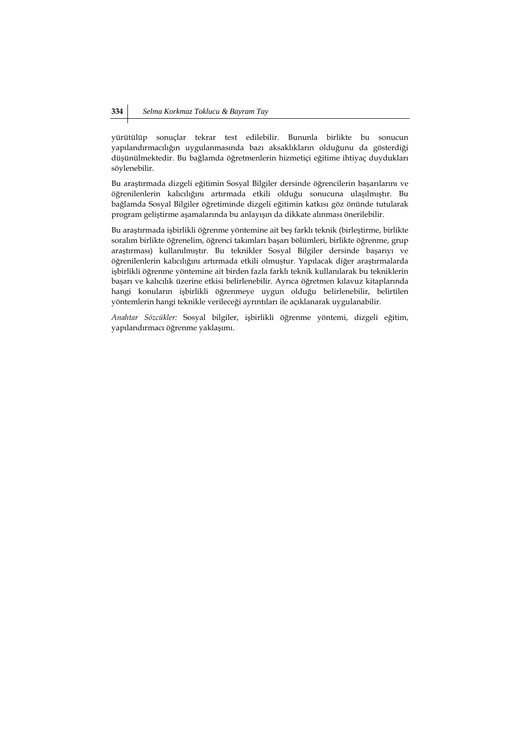yürütülüp sonuçlar tekrar test edilebilir. Bununla birlikte bu sonucun yapılandırmacılığın uygulanmasında bazı aksaklıkların olduğunu da gösterdiği düşünülmektedir. Bu bağlamda öğretmenlerin hizmetiçi eğitime ihtiyaç duydukları söylenebilir.

Bu araştırmada dizgeli eğitimin Sosyal Bilgiler dersinde öğrencilerin başarılarını ve öğrenilenlerin kalıcılığını artırmada etkili olduğu sonucuna ulaşılmıştır. Bu bağlamda Sosyal Bilgiler öğretiminde dizgeli eğitimin katkısı göz önünde tutularak program geliştirme aşamalarında bu anlayışın da dikkate alınması önerilebilir.

Bu araştırmada işbirlikli öğrenme yöntemine ait beş farklı teknik (birleştirme, birlikte soralım birlikte öğrenelim, öğrenci takımları başarı bölümleri, birlikte öğrenme, grup araştırması) kullanılmıştır. Bu teknikler Sosyal Bilgiler dersinde başarıyı ve öğrenilenlerin kalıcılığını artırmada etkili olmuştur. Yapılacak diğer araştırmalarda işbirlikli öğrenme yöntemine ait birden fazla farklı teknik kullanılarak bu tekniklerin başarı ve kalıcılık üzerine etkisi belirlenebilir. Ayrıca öğretmen kılavuz kitaplarında hangi konuların işbirlikli öğrenmeye uygun olduğu belirlenebilir, belirtilen yöntemlerin hangi teknikle verileceği ayrıntıları ile açıklanarak uygulanabilir.

*Anahtar Sözcükler:* Sosyal bilgiler, işbirlikli öğrenme yöntemi, dizgeli eğitim, yapılandırmacı öğrenme yaklaşımı.